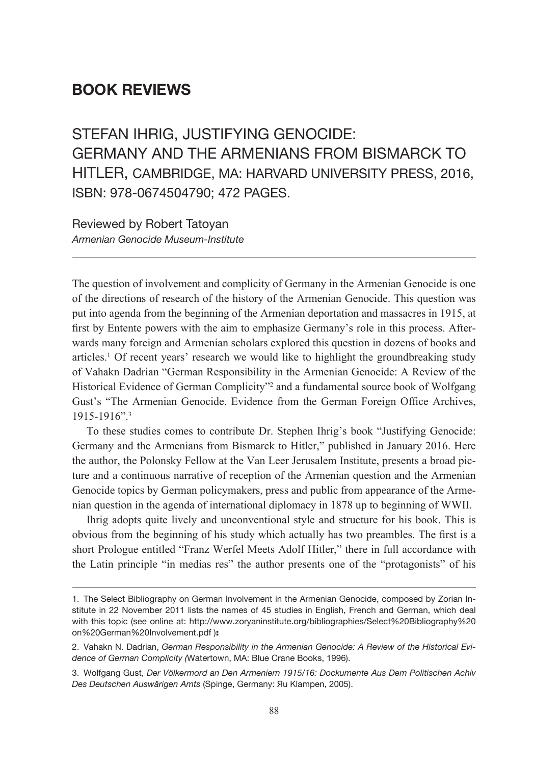## BOOK REVIEWS

# STEFAN IHRIG, JUSTIFYING GENOCIDE: GERMANY AND THE ARMENIANS FROM BISMARCK TO HITLER, CAMBRIDGE, MA: HARVARD UNIVERSITY PRESS, 2016, ISBN: 978-0674504790; 472 PAGES.

Reviewed by Robert Tatoyan
*Armenian Genocide Museum-Institute*

---

The question of involvement and complicity of Germany in the Armenian Genocide is one of the directions of research of the history of the Armenian Genocide. This question was put into agenda from the beginning of the Armenian deportation and massacres in 1915, at first by Entente powers with the aim to emphasize Germany's role in this process. Afterwards many foreign and Armenian scholars explored this question in dozens of books and articles.[1] Of recent years' research we would like to highlight the groundbreaking study of Vahakn Dadrian "German Responsibility in the Armenian Genocide: A Review of the Historical Evidence of German Complicity"[2] and a fundamental source book of Wolfgang Gust's "The Armenian Genocide. Evidence from the German Foreign Office Archives, 1915-1916".[3]

To these studies comes to contribute Dr. Stephen Ihrig's book "Justifying Genocide: Germany and the Armenians from Bismarck to Hitler," published in January 2016. Here the author, the Polonsky Fellow at the Van Leer Jerusalem Institute, presents a broad picture and a continuous narrative of reception of the Armenian question and the Armenian Genocide topics by German policymakers, press and public from appearance of the Armenian question in the agenda of international diplomacy in 1878 up to beginning of WWII.

Ihrig adopts quite lively and unconventional style and structure for his book. This is obvious from the beginning of his study which actually has two preambles. The first is a short Prologue entitled "Franz Werfel Meets Adolf Hitler," there in full accordance with the Latin principle "in medias res" the author presents one of the "protagonists" of his

---

1. The Select Bibliography on German Involvement in the Armenian Genocide, composed by Zorian Institute in 22 November 2011 lists the names of 45 studies in English, French and German, which deal with this topic (see online at: http://www.zoryaninstitute.org/bibliographies/Select%20Bibliography%20on%20German%20Involvement.pdf )։

2. Vahakn N. Dadrian, *German Responsibility in the Armenian Genocide: A Review of the Historical Evidence of German Complicity (*Watertown, MA: Blue Crane Books, 1996).

3. Wolfgang Gust, *Der Völkermord an Den Armeniern 1915/16: Dockumente Aus Dem Politischen Achiv Des Deutschen Auswärigen Amts* (Spinge, Germany: Яu Klampen, 2005).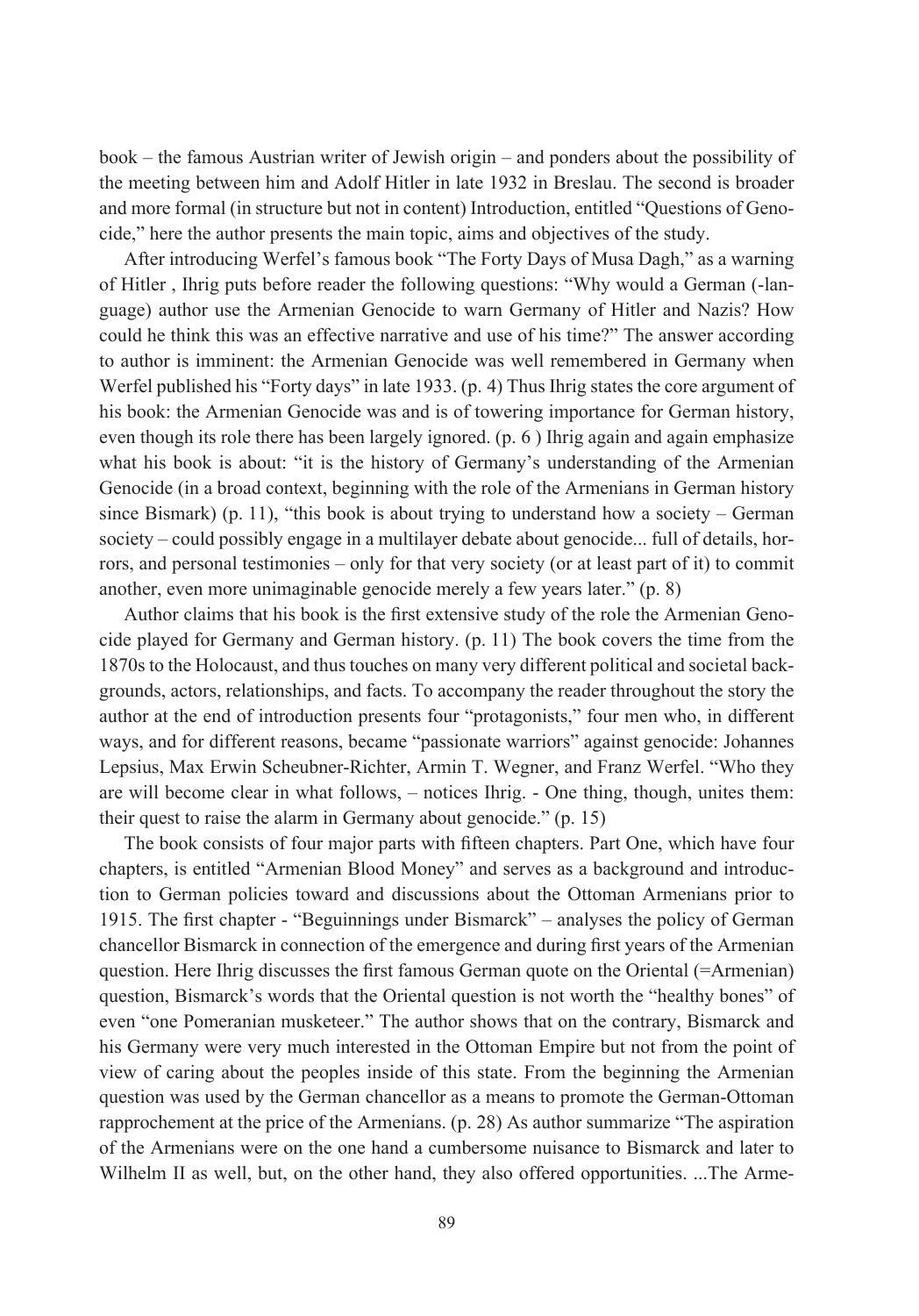book – the famous Austrian writer of Jewish origin – and ponders about the possibility of the meeting between him and Adolf Hitler in late 1932 in Breslau. The second is broader and more formal (in structure but not in content) Introduction, entitled "Questions of Genocide," here the author presents the main topic, aims and objectives of the study.

After introducing Werfel's famous book "The Forty Days of Musa Dagh," as a warning of Hitler , Ihrig puts before reader the following questions: "Why would a German (-language) author use the Armenian Genocide to warn Germany of Hitler and Nazis? How could he think this was an effective narrative and use of his time?" The answer according to author is imminent: the Armenian Genocide was well remembered in Germany when Werfel published his "Forty days" in late 1933. (p. 4) Thus Ihrig states the core argument of his book: the Armenian Genocide was and is of towering importance for German history, even though its role there has been largely ignored. (p. 6 ) Ihrig again and again emphasize what his book is about: "it is the history of Germany's understanding of the Armenian Genocide (in a broad context, beginning with the role of the Armenians in German history since Bismark) (p. 11), "this book is about trying to understand how a society – German society – could possibly engage in a multilayer debate about genocide... full of details, horrors, and personal testimonies – only for that very society (or at least part of it) to commit another, even more unimaginable genocide merely a few years later." (p. 8)

Author claims that his book is the first extensive study of the role the Armenian Genocide played for Germany and German history. (p. 11) The book covers the time from the 1870s to the Holocaust, and thus touches on many very different political and societal backgrounds, actors, relationships, and facts. To accompany the reader throughout the story the author at the end of introduction presents four "protagonists," four men who, in different ways, and for different reasons, became "passionate warriors" against genocide: Johannes Lepsius, Max Erwin Scheubner-Richter, Armin T. Wegner, and Franz Werfel. "Who they are will become clear in what follows, – notices Ihrig. - One thing, though, unites them: their quest to raise the alarm in Germany about genocide." (p. 15)

The book consists of four major parts with fifteen chapters. Part One, which have four chapters, is entitled "Armenian Blood Money" and serves as a background and introduction to German policies toward and discussions about the Ottoman Armenians prior to 1915. The first chapter - "Beguinnings under Bismarck" – analyses the policy of German chancellor Bismarck in connection of the emergence and during first years of the Armenian question. Here Ihrig discusses the first famous German quote on the Oriental (=Armenian) question, Bismarck's words that the Oriental question is not worth the "healthy bones" of even "one Pomeranian musketeer." The author shows that on the contrary, Bismarck and his Germany were very much interested in the Ottoman Empire but not from the point of view of caring about the peoples inside of this state. From the beginning the Armenian question was used by the German chancellor as a means to promote the German-Ottoman rapprochement at the price of the Armenians. (p. 28) As author summarize "The aspiration of the Armenians were on the one hand a cumbersome nuisance to Bismarck and later to Wilhelm II as well, but, on the other hand, they also offered opportunities. ...The Arme-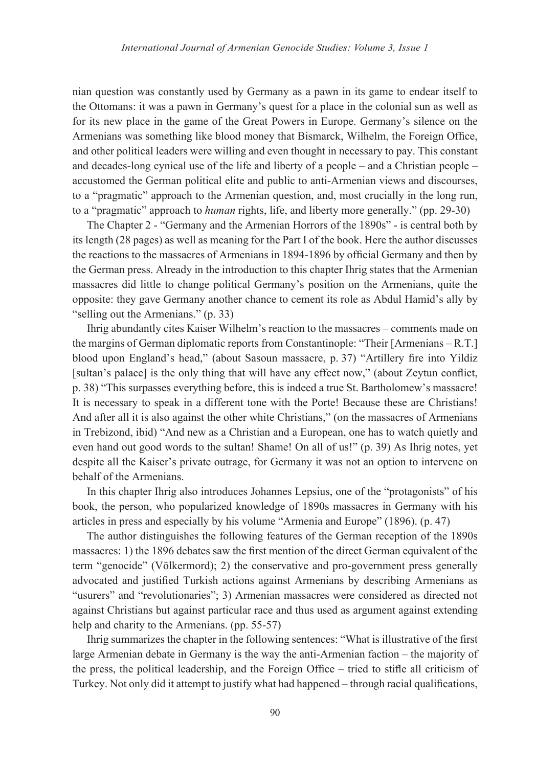nian question was constantly used by Germany as a pawn in its game to endear itself to the Ottomans: it was a pawn in Germany's quest for a place in the colonial sun as well as for its new place in the game of the Great Powers in Europe. Germany's silence on the Armenians was something like blood money that Bismarck, Wilhelm, the Foreign Office, and other political leaders were willing and even thought in necessary to pay. This constant and decades-long cynical use of the life and liberty of a people – and a Christian people – accustomed the German political elite and public to anti-Armenian views and discourses, to a "pragmatic" approach to the Armenian question, and, most crucially in the long run, to a "pragmatic" approach to *human* rights, life, and liberty more generally." (pp. 29-30)

The Chapter 2 - "Germany and the Armenian Horrors of the 1890s" - is central both by its length (28 pages) as well as meaning for the Part I of the book. Here the author discusses the reactions to the massacres of Armenians in 1894-1896 by official Germany and then by the German press. Already in the introduction to this chapter Ihrig states that the Armenian massacres did little to change political Germany's position on the Armenians, quite the opposite: they gave Germany another chance to cement its role as Abdul Hamid's ally by "selling out the Armenians." (p. 33)

Ihrig abundantly cites Kaiser Wilhelm's reaction to the massacres – comments made on the margins of German diplomatic reports from Constantinople: "Their [Armenians – R.T.] blood upon England's head," (about Sasoun massacre, p. 37) "Artillery fire into Yildiz [sultan's palace] is the only thing that will have any effect now," (about Zeytun conflict, p. 38) "This surpasses everything before, this is indeed a true St. Bartholomew's massacre! It is necessary to speak in a different tone with the Porte! Because these are Christians! And after all it is also against the other white Christians," (on the massacres of Armenians in Trebizond, ibid) "And new as a Christian and a European, one has to watch quietly and even hand out good words to the sultan! Shame! On all of us!" (p. 39) As Ihrig notes, yet despite all the Kaiser's private outrage, for Germany it was not an option to intervene on behalf of the Armenians.

In this chapter Ihrig also introduces Johannes Lepsius, one of the "protagonists" of his book, the person, who popularized knowledge of 1890s massacres in Germany with his articles in press and especially by his volume "Armenia and Europe" (1896). (p. 47)

The author distinguishes the following features of the German reception of the 1890s massacres: 1) the 1896 debates saw the first mention of the direct German equivalent of the term "genocide" (Völkermord); 2) the conservative and pro-government press generally advocated and justified Turkish actions against Armenians by describing Armenians as "usurers" and "revolutionaries"; 3) Armenian massacres were considered as directed not against Christians but against particular race and thus used as argument against extending help and charity to the Armenians. (pp. 55-57)

Ihrig summarizes the chapter in the following sentences: "What is illustrative of the first large Armenian debate in Germany is the way the anti-Armenian faction – the majority of the press, the political leadership, and the Foreign Office – tried to stifle all criticism of Turkey. Not only did it attempt to justify what had happened – through racial qualifications,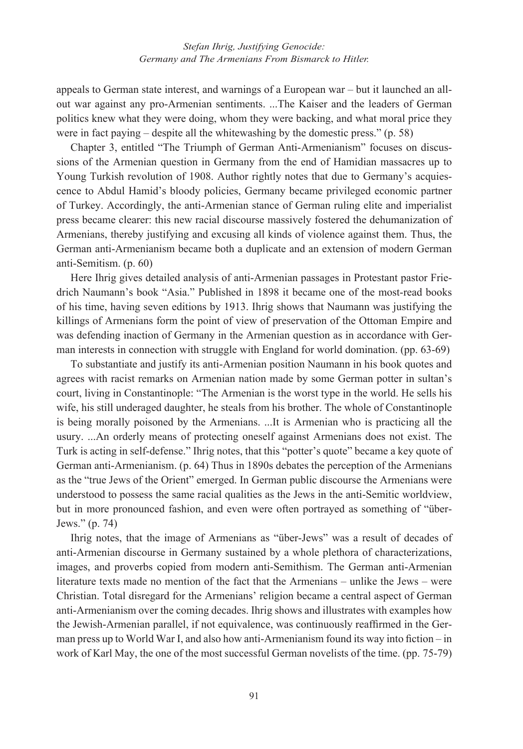appeals to German state interest, and warnings of a European war – but it launched an all-out war against any pro-Armenian sentiments. ...The Kaiser and the leaders of German politics knew what they were doing, whom they were backing, and what moral price they were in fact paying – despite all the whitewashing by the domestic press." (p. 58)

Chapter 3, entitled "The Triumph of German Anti-Armenianism" focuses on discussions of the Armenian question in Germany from the end of Hamidian massacres up to Young Turkish revolution of 1908. Author rightly notes that due to Germany's acquiescence to Abdul Hamid's bloody policies, Germany became privileged economic partner of Turkey. Accordingly, the anti-Armenian stance of German ruling elite and imperialist press became clearer: this new racial discourse massively fostered the dehumanization of Armenians, thereby justifying and excusing all kinds of violence against them. Thus, the German anti-Armenianism became both a duplicate and an extension of modern German anti-Semitism. (p. 60)

Here Ihrig gives detailed analysis of anti-Armenian passages in Protestant pastor Friedrich Naumann's book "Asia." Published in 1898 it became one of the most-read books of his time, having seven editions by 1913. Ihrig shows that Naumann was justifying the killings of Armenians form the point of view of preservation of the Ottoman Empire and was defending inaction of Germany in the Armenian question as in accordance with German interests in connection with struggle with England for world domination. (pp. 63-69)

To substantiate and justify its anti-Armenian position Naumann in his book quotes and agrees with racist remarks on Armenian nation made by some German potter in sultan's court, living in Constantinople: "The Armenian is the worst type in the world. He sells his wife, his still underaged daughter, he steals from his brother. The whole of Constantinople is being morally poisoned by the Armenians. ...It is Armenian who is practicing all the usury. ...An orderly means of protecting oneself against Armenians does not exist. The Turk is acting in self-defense." Ihrig notes, that this "potter's quote" became a key quote of German anti-Armenianism. (p. 64) Thus in 1890s debates the perception of the Armenians as the "true Jews of the Orient" emerged. In German public discourse the Armenians were understood to possess the same racial qualities as the Jews in the anti-Semitic worldview, but in more pronounced fashion, and even were often portrayed as something of "über-Jews." (p. 74)

Ihrig notes, that the image of Armenians as "über-Jews" was a result of decades of anti-Armenian discourse in Germany sustained by a whole plethora of characterizations, images, and proverbs copied from modern anti-Semithism. The German anti-Armenian literature texts made no mention of the fact that the Armenians – unlike the Jews – were Christian. Total disregard for the Armenians' religion became a central aspect of German anti-Armenianism over the coming decades. Ihrig shows and illustrates with examples how the Jewish-Armenian parallel, if not equivalence, was continuously reaffirmed in the German press up to World War I, and also how anti-Armenianism found its way into fiction – in work of Karl May, the one of the most successful German novelists of the time. (pp. 75-79)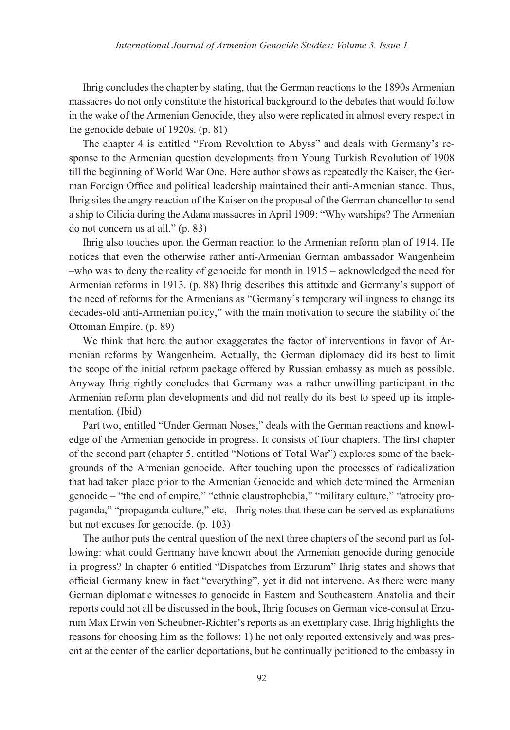Ihrig concludes the chapter by stating, that the German reactions to the 1890s Armenian massacres do not only constitute the historical background to the debates that would follow in the wake of the Armenian Genocide, they also were replicated in almost every respect in the genocide debate of 1920s. (p. 81)

The chapter 4 is entitled "From Revolution to Abyss" and deals with Germany's response to the Armenian question developments from Young Turkish Revolution of 1908 till the beginning of World War One. Here author shows as repeatedly the Kaiser, the German Foreign Office and political leadership maintained their anti-Armenian stance. Thus, Ihrig sites the angry reaction of the Kaiser on the proposal of the German chancellor to send a ship to Cilicia during the Adana massacres in April 1909: "Why warships? The Armenian do not concern us at all." (p. 83)

Ihrig also touches upon the German reaction to the Armenian reform plan of 1914. He notices that even the otherwise rather anti-Armenian German ambassador Wangenheim –who was to deny the reality of genocide for month in 1915 – acknowledged the need for Armenian reforms in 1913. (p. 88) Ihrig describes this attitude and Germany's support of the need of reforms for the Armenians as "Germany's temporary willingness to change its decades-old anti-Armenian policy," with the main motivation to secure the stability of the Ottoman Empire. (p. 89)

We think that here the author exaggerates the factor of interventions in favor of Armenian reforms by Wangenheim. Actually, the German diplomacy did its best to limit the scope of the initial reform package offered by Russian embassy as much as possible. Anyway Ihrig rightly concludes that Germany was a rather unwilling participant in the Armenian reform plan developments and did not really do its best to speed up its implementation. (Ibid)

Part two, entitled "Under German Noses," deals with the German reactions and knowledge of the Armenian genocide in progress. It consists of four chapters. The first chapter of the second part (chapter 5, entitled "Notions of Total War") explores some of the backgrounds of the Armenian genocide. After touching upon the processes of radicalization that had taken place prior to the Armenian Genocide and which determined the Armenian genocide – "the end of empire," "ethnic claustrophobia," "military culture," "atrocity propaganda," "propaganda culture," etc, - Ihrig notes that these can be served as explanations but not excuses for genocide. (p. 103)

The author puts the central question of the next three chapters of the second part as following: what could Germany have known about the Armenian genocide during genocide in progress? In chapter 6 entitled "Dispatches from Erzurum" Ihrig states and shows that official Germany knew in fact "everything", yet it did not intervene. As there were many German diplomatic witnesses to genocide in Eastern and Southeastern Anatolia and their reports could not all be discussed in the book, Ihrig focuses on German vice-consul at Erzurum Max Erwin von Scheubner-Richter's reports as an exemplary case. Ihrig highlights the reasons for choosing him as the follows: 1) he not only reported extensively and was present at the center of the earlier deportations, but he continually petitioned to the embassy in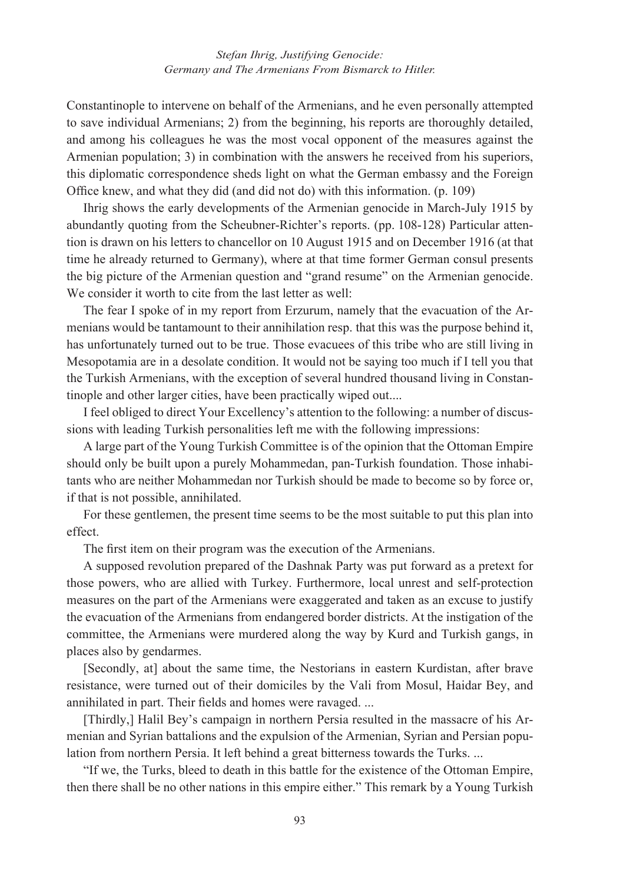Constantinople to intervene on behalf of the Armenians, and he even personally attempted to save individual Armenians; 2) from the beginning, his reports are thoroughly detailed, and among his colleagues he was the most vocal opponent of the measures against the Armenian population; 3) in combination with the answers he received from his superiors, this diplomatic correspondence sheds light on what the German embassy and the Foreign Office knew, and what they did (and did not do) with this information. (p. 109)

Ihrig shows the early developments of the Armenian genocide in March-July 1915 by abundantly quoting from the Scheubner-Richter's reports. (pp. 108-128) Particular attention is drawn on his letters to chancellor on 10 August 1915 and on December 1916 (at that time he already returned to Germany), where at that time former German consul presents the big picture of the Armenian question and "grand resume" on the Armenian genocide. We consider it worth to cite from the last letter as well:

The fear I spoke of in my report from Erzurum, namely that the evacuation of the Armenians would be tantamount to their annihilation resp. that this was the purpose behind it, has unfortunately turned out to be true. Those evacuees of this tribe who are still living in Mesopotamia are in a desolate condition. It would not be saying too much if I tell you that the Turkish Armenians, with the exception of several hundred thousand living in Constantinople and other larger cities, have been practically wiped out....

I feel obliged to direct Your Excellency's attention to the following: a number of discussions with leading Turkish personalities left me with the following impressions:

A large part of the Young Turkish Committee is of the opinion that the Ottoman Empire should only be built upon a purely Mohammedan, pan-Turkish foundation. Those inhabitants who are neither Mohammedan nor Turkish should be made to become so by force or, if that is not possible, annihilated.

For these gentlemen, the present time seems to be the most suitable to put this plan into effect.

The first item on their program was the execution of the Armenians.

A supposed revolution prepared of the Dashnak Party was put forward as a pretext for those powers, who are allied with Turkey. Furthermore, local unrest and self-protection measures on the part of the Armenians were exaggerated and taken as an excuse to justify the evacuation of the Armenians from endangered border districts. At the instigation of the committee, the Armenians were murdered along the way by Kurd and Turkish gangs, in places also by gendarmes.

[Secondly, at] about the same time, the Nestorians in eastern Kurdistan, after brave resistance, were turned out of their domiciles by the Vali from Mosul, Haidar Bey, and annihilated in part. Their fields and homes were ravaged. ...

[Thirdly,] Halil Bey's campaign in northern Persia resulted in the massacre of his Armenian and Syrian battalions and the expulsion of the Armenian, Syrian and Persian population from northern Persia. It left behind a great bitterness towards the Turks. ...

"If we, the Turks, bleed to death in this battle for the existence of the Ottoman Empire, then there shall be no other nations in this empire either." This remark by a Young Turkish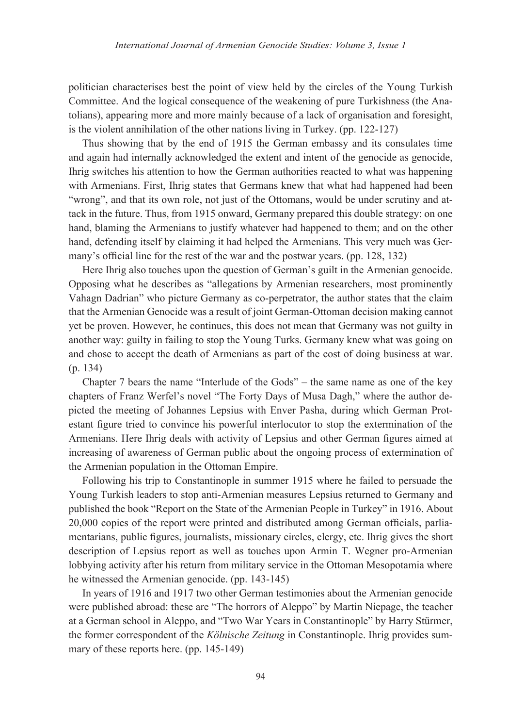politician characterises best the point of view held by the circles of the Young Turkish Committee. And the logical consequence of the weakening of pure Turkishness (the Anatolians), appearing more and more mainly because of a lack of organisation and foresight, is the violent annihilation of the other nations living in Turkey. (pp. 122-127)

Thus showing that by the end of 1915 the German embassy and its consulates time and again had internally acknowledged the extent and intent of the genocide as genocide, Ihrig switches his attention to how the German authorities reacted to what was happening with Armenians. First, Ihrig states that Germans knew that what had happened had been "wrong", and that its own role, not just of the Ottomans, would be under scrutiny and attack in the future. Thus, from 1915 onward, Germany prepared this double strategy: on one hand, blaming the Armenians to justify whatever had happened to them; and on the other hand, defending itself by claiming it had helped the Armenians. This very much was Germany's official line for the rest of the war and the postwar years. (pp. 128, 132)

Here Ihrig also touches upon the question of German's guilt in the Armenian genocide. Opposing what he describes as "allegations by Armenian researchers, most prominently Vahagn Dadrian" who picture Germany as co-perpetrator, the author states that the claim that the Armenian Genocide was a result of joint German-Ottoman decision making cannot yet be proven. However, he continues, this does not mean that Germany was not guilty in another way: guilty in failing to stop the Young Turks. Germany knew what was going on and chose to accept the death of Armenians as part of the cost of doing business at war. (p. 134)

Chapter 7 bears the name "Interlude of the Gods" – the same name as one of the key chapters of Franz Werfel's novel "The Forty Days of Musa Dagh," where the author depicted the meeting of Johannes Lepsius with Enver Pasha, during which German Protestant figure tried to convince his powerful interlocutor to stop the extermination of the Armenians. Here Ihrig deals with activity of Lepsius and other German figures aimed at increasing of awareness of German public about the ongoing process of extermination of the Armenian population in the Ottoman Empire.

Following his trip to Constantinople in summer 1915 where he failed to persuade the Young Turkish leaders to stop anti-Armenian measures Lepsius returned to Germany and published the book "Report on the State of the Armenian People in Turkey" in 1916. About 20,000 copies of the report were printed and distributed among German officials, parliamentarians, public figures, journalists, missionary circles, clergy, etc. Ihrig gives the short description of Lepsius report as well as touches upon Armin T. Wegner pro-Armenian lobbying activity after his return from military service in the Ottoman Mesopotamia where he witnessed the Armenian genocide. (pp. 143-145)

In years of 1916 and 1917 two other German testimonies about the Armenian genocide were published abroad: these are "The horrors of Aleppo" by Martin Niepage, the teacher at a German school in Aleppo, and "Two War Years in Constantinople" by Harry Stürmer, the former correspondent of the *Kölnische Zeitung* in Constantinople. Ihrig provides summary of these reports here. (pp. 145-149)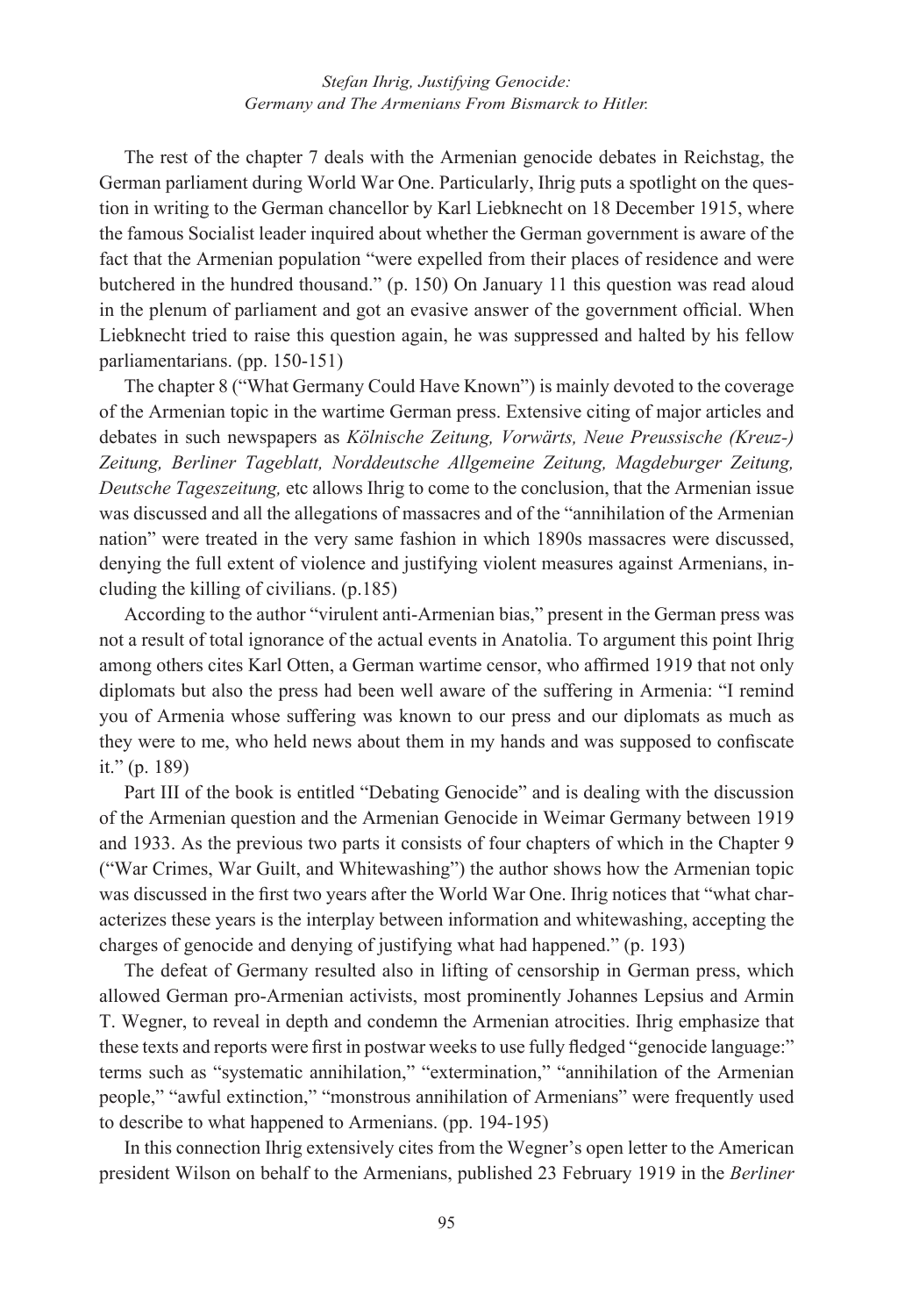The rest of the chapter 7 deals with the Armenian genocide debates in Reichstag, the German parliament during World War One. Particularly, Ihrig puts a spotlight on the question in writing to the German chancellor by Karl Liebknecht on 18 December 1915, where the famous Socialist leader inquired about whether the German government is aware of the fact that the Armenian population "were expelled from their places of residence and were butchered in the hundred thousand." (p. 150) On January 11 this question was read aloud in the plenum of parliament and got an evasive answer of the government official. When Liebknecht tried to raise this question again, he was suppressed and halted by his fellow parliamentarians. (pp. 150-151)

The chapter 8 ("What Germany Could Have Known") is mainly devoted to the coverage of the Armenian topic in the wartime German press. Extensive citing of major articles and debates in such newspapers as *Kölnische Zeitung, Vorwärts, Neue Preussische (Kreuz-) Zeitung, Berliner Tageblatt, Norddeutsche Allgemeine Zeitung, Magdeburger Zeitung, Deutsche Tageszeitung,* etc allows Ihrig to come to the conclusion, that the Armenian issue was discussed and all the allegations of massacres and of the "annihilation of the Armenian nation" were treated in the very same fashion in which 1890s massacres were discussed, denying the full extent of violence and justifying violent measures against Armenians, including the killing of civilians. (p.185)

According to the author "virulent anti-Armenian bias," present in the German press was not a result of total ignorance of the actual events in Anatolia. To argument this point Ihrig among others cites Karl Otten, a German wartime censor, who affirmed 1919 that not only diplomats but also the press had been well aware of the suffering in Armenia: "I remind you of Armenia whose suffering was known to our press and our diplomats as much as they were to me, who held news about them in my hands and was supposed to confiscate it." (p. 189)

Part III of the book is entitled "Debating Genocide" and is dealing with the discussion of the Armenian question and the Armenian Genocide in Weimar Germany between 1919 and 1933. As the previous two parts it consists of four chapters of which in the Chapter 9 ("War Crimes, War Guilt, and Whitewashing") the author shows how the Armenian topic was discussed in the first two years after the World War One. Ihrig notices that "what characterizes these years is the interplay between information and whitewashing, accepting the charges of genocide and denying of justifying what had happened." (p. 193)

The defeat of Germany resulted also in lifting of censorship in German press, which allowed German pro-Armenian activists, most prominently Johannes Lepsius and Armin T. Wegner, to reveal in depth and condemn the Armenian atrocities. Ihrig emphasize that these texts and reports were first in postwar weeks to use fully fledged "genocide language:" terms such as "systematic annihilation," "extermination," "annihilation of the Armenian people," "awful extinction," "monstrous annihilation of Armenians" were frequently used to describe to what happened to Armenians. (pp. 194-195)

In this connection Ihrig extensively cites from the Wegner's open letter to the American president Wilson on behalf to the Armenians, published 23 February 1919 in the *Berliner*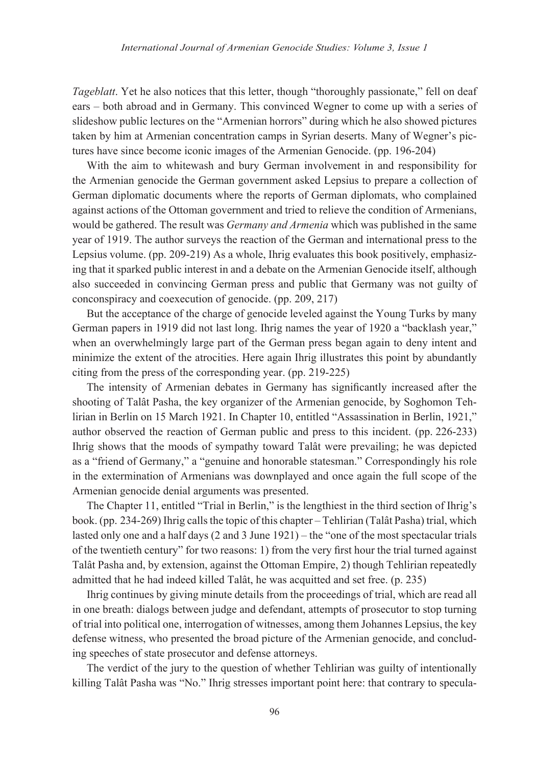*Tageblatt*. Yet he also notices that this letter, though "thoroughly passionate," fell on deaf ears – both abroad and in Germany. This convinced Wegner to come up with a series of slideshow public lectures on the "Armenian horrors" during which he also showed pictures taken by him at Armenian concentration camps in Syrian deserts. Many of Wegner's pictures have since become iconic images of the Armenian Genocide. (pp. 196-204)

With the aim to whitewash and bury German involvement in and responsibility for the Armenian genocide the German government asked Lepsius to prepare a collection of German diplomatic documents where the reports of German diplomats, who complained against actions of the Ottoman government and tried to relieve the condition of Armenians, would be gathered. The result was *Germany and Armenia* which was published in the same year of 1919. The author surveys the reaction of the German and international press to the Lepsius volume. (pp. 209-219) As a whole, Ihrig evaluates this book positively, emphasizing that it sparked public interest in and a debate on the Armenian Genocide itself, although also succeeded in convincing German press and public that Germany was not guilty of conconspiracy and coexecution of genocide. (pp. 209, 217)

But the acceptance of the charge of genocide leveled against the Young Turks by many German papers in 1919 did not last long. Ihrig names the year of 1920 a "backlash year," when an overwhelmingly large part of the German press began again to deny intent and minimize the extent of the atrocities. Here again Ihrig illustrates this point by abundantly citing from the press of the corresponding year. (pp. 219-225)

The intensity of Armenian debates in Germany has significantly increased after the shooting of Talât Pasha, the key organizer of the Armenian genocide, by Soghomon Tehlirian in Berlin on 15 March 1921. In Chapter 10, entitled "Assassination in Berlin, 1921," author observed the reaction of German public and press to this incident. (pp. 226-233) Ihrig shows that the moods of sympathy toward Talât were prevailing; he was depicted as a "friend of Germany," a "genuine and honorable statesman." Correspondingly his role in the extermination of Armenians was downplayed and once again the full scope of the Armenian genocide denial arguments was presented.

The Chapter 11, entitled "Trial in Berlin," is the lengthiest in the third section of Ihrig's book. (pp. 234-269) Ihrig calls the topic of this chapter – Tehlirian (Talât Pasha) trial, which lasted only one and a half days (2 and 3 June 1921) – the "one of the most spectacular trials of the twentieth century" for two reasons: 1) from the very first hour the trial turned against Talât Pasha and, by extension, against the Ottoman Empire, 2) though Tehlirian repeatedly admitted that he had indeed killed Talât, he was acquitted and set free. (p. 235)

Ihrig continues by giving minute details from the proceedings of trial, which are read all in one breath: dialogs between judge and defendant, attempts of prosecutor to stop turning of trial into political one, interrogation of witnesses, among them Johannes Lepsius, the key defense witness, who presented the broad picture of the Armenian genocide, and concluding speeches of state prosecutor and defense attorneys.

The verdict of the jury to the question of whether Tehlirian was guilty of intentionally killing Talât Pasha was "No." Ihrig stresses important point here: that contrary to specula-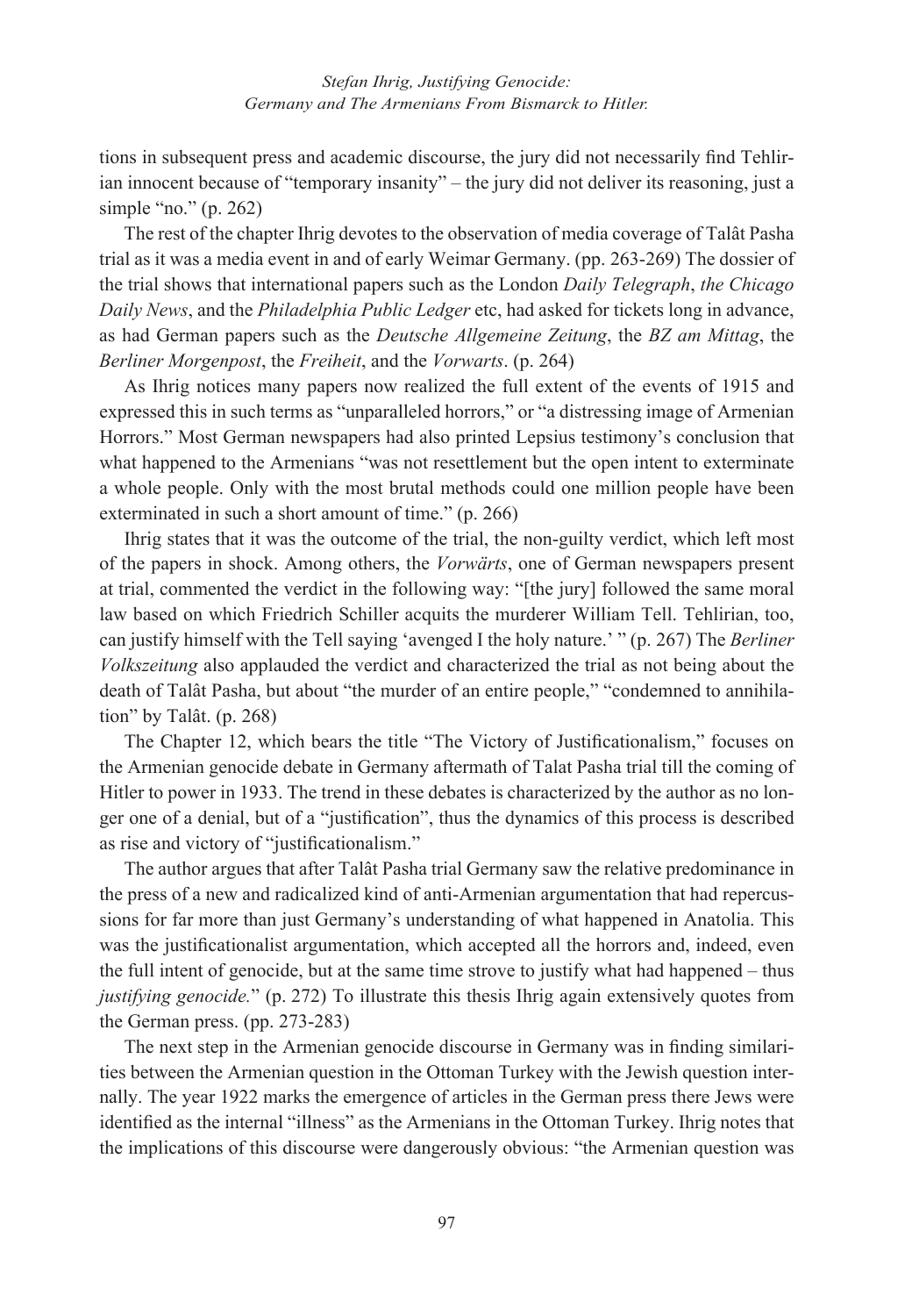tions in subsequent press and academic discourse, the jury did not necessarily find Tehlirian innocent because of "temporary insanity" – the jury did not deliver its reasoning, just a simple "no." (p. 262)

The rest of the chapter Ihrig devotes to the observation of media coverage of Talât Pasha trial as it was a media event in and of early Weimar Germany. (pp. 263-269) The dossier of the trial shows that international papers such as the London *Daily Telegraph*, *the Chicago Daily News*, and the *Philadelphia Public Ledger* etc, had asked for tickets long in advance, as had German papers such as the *Deutsche Allgemeine Zeitung*, the *BZ am Mittag*, the *Berliner Morgenpost*, the *Freiheit*, and the *Vorwarts*. (p. 264)

As Ihrig notices many papers now realized the full extent of the events of 1915 and expressed this in such terms as "unparalleled horrors," or "a distressing image of Armenian Horrors." Most German newspapers had also printed Lepsius testimony's conclusion that what happened to the Armenians "was not resettlement but the open intent to exterminate a whole people. Only with the most brutal methods could one million people have been exterminated in such a short amount of time." (p. 266)

Ihrig states that it was the outcome of the trial, the non-guilty verdict, which left most of the papers in shock. Among others, the *Vorwärts*, one of German newspapers present at trial, commented the verdict in the following way: "[the jury] followed the same moral law based on which Friedrich Schiller acquits the murderer William Tell. Tehlirian, too, can justify himself with the Tell saying 'avenged I the holy nature.' " (p. 267) The *Berliner Volkszeitung* also applauded the verdict and characterized the trial as not being about the death of Talât Pasha, but about "the murder of an entire people," "condemned to annihilation" by Talât. (p. 268)

The Chapter 12, which bears the title "The Victory of Justificationalism," focuses on the Armenian genocide debate in Germany aftermath of Talat Pasha trial till the coming of Hitler to power in 1933. The trend in these debates is characterized by the author as no longer one of a denial, but of a "justification", thus the dynamics of this process is described as rise and victory of "justificationalism."

The author argues that after Talât Pasha trial Germany saw the relative predominance in the press of a new and radicalized kind of anti-Armenian argumentation that had repercussions for far more than just Germany's understanding of what happened in Anatolia. This was the justificationalist argumentation, which accepted all the horrors and, indeed, even the full intent of genocide, but at the same time strove to justify what had happened – thus *justifying genocide.*" (p. 272) To illustrate this thesis Ihrig again extensively quotes from the German press. (pp. 273-283)

The next step in the Armenian genocide discourse in Germany was in finding similarities between the Armenian question in the Ottoman Turkey with the Jewish question internally. The year 1922 marks the emergence of articles in the German press there Jews were identified as the internal "illness" as the Armenians in the Ottoman Turkey. Ihrig notes that the implications of this discourse were dangerously obvious: "the Armenian question was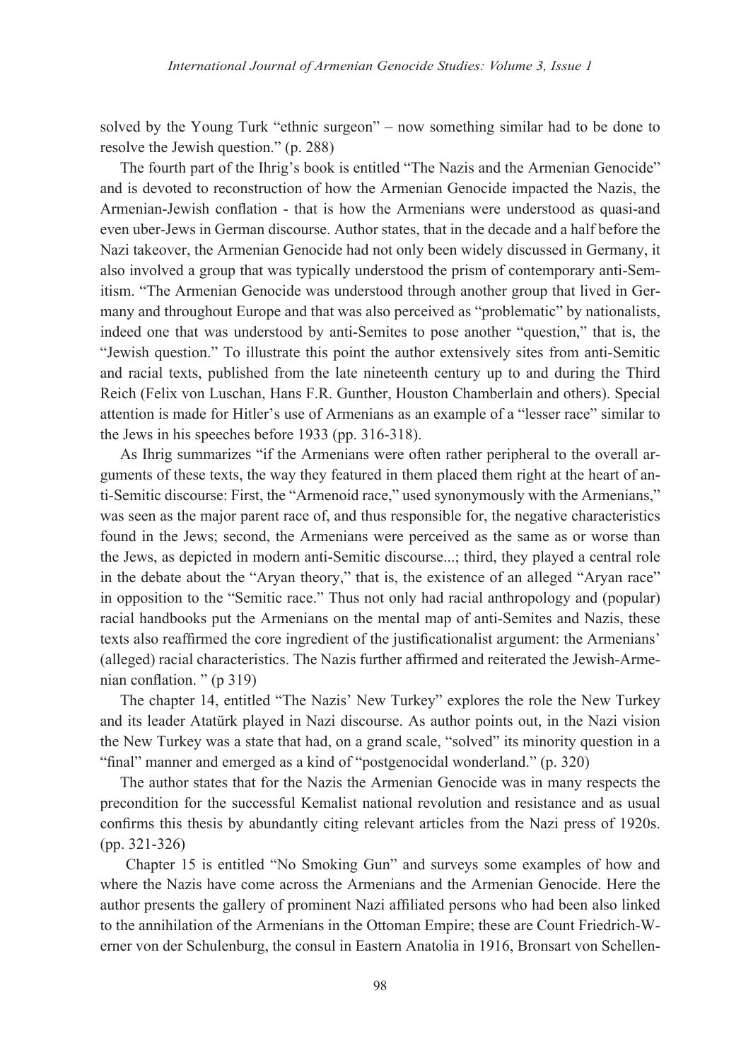solved by the Young Turk "ethnic surgeon" – now something similar had to be done to resolve the Jewish question." (p. 288)

The fourth part of the Ihrig's book is entitled "The Nazis and the Armenian Genocide" and is devoted to reconstruction of how the Armenian Genocide impacted the Nazis, the Armenian-Jewish conflation - that is how the Armenians were understood as quasi-and even uber-Jews in German discourse. Author states, that in the decade and a half before the Nazi takeover, the Armenian Genocide had not only been widely discussed in Germany, it also involved a group that was typically understood the prism of contemporary anti-Semitism. "The Armenian Genocide was understood through another group that lived in Germany and throughout Europe and that was also perceived as "problematic" by nationalists, indeed one that was understood by anti-Semites to pose another "question," that is, the "Jewish question." To illustrate this point the author extensively sites from anti-Semitic and racial texts, published from the late nineteenth century up to and during the Third Reich (Felix von Luschan, Hans F.R. Gunther, Houston Chamberlain and others). Special attention is made for Hitler's use of Armenians as an example of a "lesser race" similar to the Jews in his speeches before 1933 (pp. 316-318).

As Ihrig summarizes "if the Armenians were often rather peripheral to the overall arguments of these texts, the way they featured in them placed them right at the heart of anti-Semitic discourse: First, the "Armenoid race," used synonymously with the Armenians," was seen as the major parent race of, and thus responsible for, the negative characteristics found in the Jews; second, the Armenians were perceived as the same as or worse than the Jews, as depicted in modern anti-Semitic discourse...; third, they played a central role in the debate about the "Aryan theory," that is, the existence of an alleged "Aryan race" in opposition to the "Semitic race." Thus not only had racial anthropology and (popular) racial handbooks put the Armenians on the mental map of anti-Semites and Nazis, these texts also reaffirmed the core ingredient of the justificationalist argument: the Armenians' (alleged) racial characteristics. The Nazis further affirmed and reiterated the Jewish-Armenian conflation. " (p 319)

The chapter 14, entitled "The Nazis' New Turkey" explores the role the New Turkey and its leader Atatürk played in Nazi discourse. As author points out, in the Nazi vision the New Turkey was a state that had, on a grand scale, "solved" its minority question in a "final" manner and emerged as a kind of "postgenocidal wonderland." (p. 320)

The author states that for the Nazis the Armenian Genocide was in many respects the precondition for the successful Kemalist national revolution and resistance and as usual confirms this thesis by abundantly citing relevant articles from the Nazi press of 1920s. (pp. 321-326)

Chapter 15 is entitled "No Smoking Gun" and surveys some examples of how and where the Nazis have come across the Armenians and the Armenian Genocide. Here the author presents the gallery of prominent Nazi affiliated persons who had been also linked to the annihilation of the Armenians in the Ottoman Empire; these are Count Friedrich-Werner von der Schulenburg, the consul in Eastern Anatolia in 1916, Bronsart von Schellen-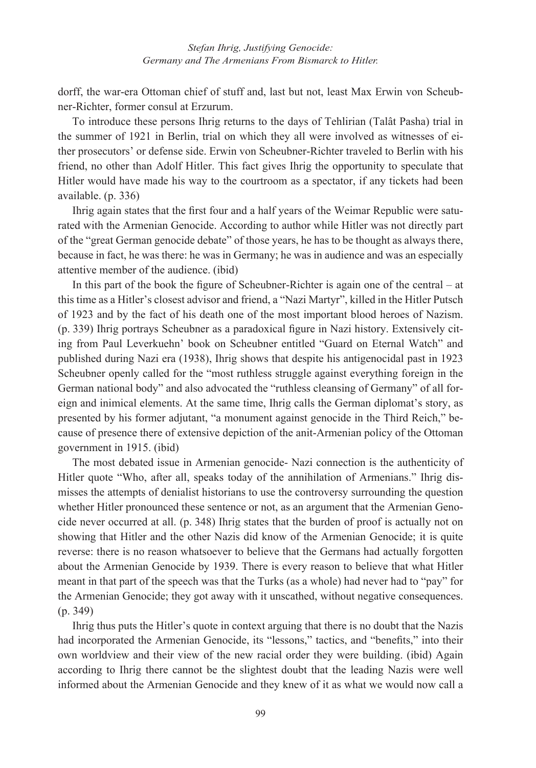dorff, the war-era Ottoman chief of stuff and, last but not, least Max Erwin von Scheubner-Richter, former consul at Erzurum.

To introduce these persons Ihrig returns to the days of Tehlirian (Talât Pasha) trial in the summer of 1921 in Berlin, trial on which they all were involved as witnesses of either prosecutors' or defense side. Erwin von Scheubner-Richter traveled to Berlin with his friend, no other than Adolf Hitler. This fact gives Ihrig the opportunity to speculate that Hitler would have made his way to the courtroom as a spectator, if any tickets had been available. (p. 336)

Ihrig again states that the first four and a half years of the Weimar Republic were saturated with the Armenian Genocide. According to author while Hitler was not directly part of the "great German genocide debate" of those years, he has to be thought as always there, because in fact, he was there: he was in Germany; he was in audience and was an especially attentive member of the audience. (ibid)

In this part of the book the figure of Scheubner-Richter is again one of the central – at this time as a Hitler's closest advisor and friend, a "Nazi Martyr", killed in the Hitler Putsch of 1923 and by the fact of his death one of the most important blood heroes of Nazism. (p. 339) Ihrig portrays Scheubner as a paradoxical figure in Nazi history. Extensively citing from Paul Leverkuehn' book on Scheubner entitled "Guard on Eternal Watch" and published during Nazi era (1938), Ihrig shows that despite his antigenocidal past in 1923 Scheubner openly called for the "most ruthless struggle against everything foreign in the German national body" and also advocated the "ruthless cleansing of Germany" of all foreign and inimical elements. At the same time, Ihrig calls the German diplomat's story, as presented by his former adjutant, "a monument against genocide in the Third Reich," because of presence there of extensive depiction of the anit-Armenian policy of the Ottoman government in 1915. (ibid)

The most debated issue in Armenian genocide- Nazi connection is the authenticity of Hitler quote "Who, after all, speaks today of the annihilation of Armenians." Ihrig dismisses the attempts of denialist historians to use the controversy surrounding the question whether Hitler pronounced these sentence or not, as an argument that the Armenian Genocide never occurred at all. (p. 348) Ihrig states that the burden of proof is actually not on showing that Hitler and the other Nazis did know of the Armenian Genocide; it is quite reverse: there is no reason whatsoever to believe that the Germans had actually forgotten about the Armenian Genocide by 1939. There is every reason to believe that what Hitler meant in that part of the speech was that the Turks (as a whole) had never had to "pay" for the Armenian Genocide; they got away with it unscathed, without negative consequences. (p. 349)

Ihrig thus puts the Hitler's quote in context arguing that there is no doubt that the Nazis had incorporated the Armenian Genocide, its "lessons," tactics, and "benefits," into their own worldview and their view of the new racial order they were building. (ibid) Again according to Ihrig there cannot be the slightest doubt that the leading Nazis were well informed about the Armenian Genocide and they knew of it as what we would now call a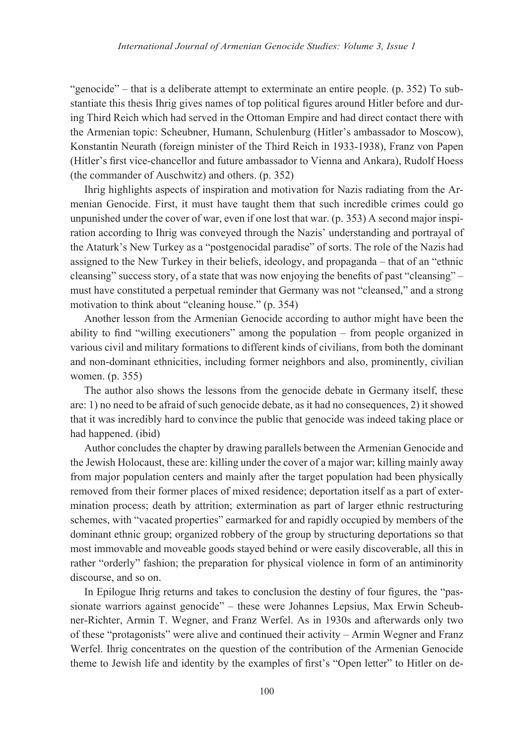"genocide" – that is a deliberate attempt to exterminate an entire people. (p. 352) To substantiate this thesis Ihrig gives names of top political figures around Hitler before and during Third Reich which had served in the Ottoman Empire and had direct contact there with the Armenian topic: Scheubner, Humann, Schulenburg (Hitler's ambassador to Moscow), Konstantin Neurath (foreign minister of the Third Reich in 1933-1938), Franz von Papen (Hitler's first vice-chancellor and future ambassador to Vienna and Ankara), Rudolf Hoess (the commander of Auschwitz) and others. (p. 352)

Ihrig highlights aspects of inspiration and motivation for Nazis radiating from the Armenian Genocide. First, it must have taught them that such incredible crimes could go unpunished under the cover of war, even if one lost that war. (p. 353) A second major inspiration according to Ihrig was conveyed through the Nazis' understanding and portrayal of the Ataturk's New Turkey as a "postgenocidal paradise" of sorts. The role of the Nazis had assigned to the New Turkey in their beliefs, ideology, and propaganda – that of an "ethnic cleansing" success story, of a state that was now enjoying the benefits of past "cleansing" – must have constituted a perpetual reminder that Germany was not "cleansed," and a strong motivation to think about "cleaning house." (p. 354)

Another lesson from the Armenian Genocide according to author might have been the ability to find "willing executioners" among the population – from people organized in various civil and military formations to different kinds of civilians, from both the dominant and non-dominant ethnicities, including former neighbors and also, prominently, civilian women. (p. 355)

The author also shows the lessons from the genocide debate in Germany itself, these are: 1) no need to be afraid of such genocide debate, as it had no consequences, 2) it showed that it was incredibly hard to convince the public that genocide was indeed taking place or had happened. (ibid)

Author concludes the chapter by drawing parallels between the Armenian Genocide and the Jewish Holocaust, these are: killing under the cover of a major war; killing mainly away from major population centers and mainly after the target population had been physically removed from their former places of mixed residence; deportation itself as a part of extermination process; death by attrition; extermination as part of larger ethnic restructuring schemes, with "vacated properties" earmarked for and rapidly occupied by members of the dominant ethnic group; organized robbery of the group by structuring deportations so that most immovable and moveable goods stayed behind or were easily discoverable, all this in rather "orderly" fashion; the preparation for physical violence in form of an antiminority discourse, and so on.

In Epilogue Ihrig returns and takes to conclusion the destiny of four figures, the "passionate warriors against genocide" – these were Johannes Lepsius, Max Erwin Scheubner-Richter, Armin T. Wegner, and Franz Werfel. As in 1930s and afterwards only two of these "protagonists" were alive and continued their activity – Armin Wegner and Franz Werfel. Ihrig concentrates on the question of the contribution of the Armenian Genocide theme to Jewish life and identity by the examples of first's "Open letter" to Hitler on de-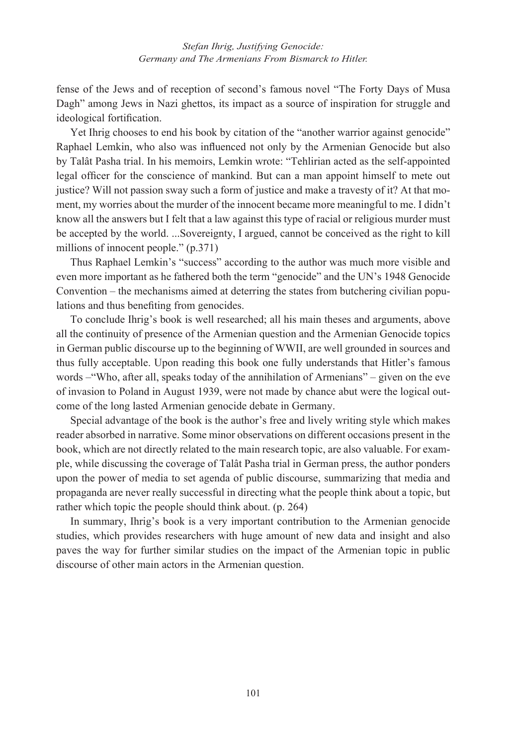fense of the Jews and of reception of second's famous novel "The Forty Days of Musa Dagh" among Jews in Nazi ghettos, its impact as a source of inspiration for struggle and ideological fortification.

Yet Ihrig chooses to end his book by citation of the "another warrior against genocide" Raphael Lemkin, who also was influenced not only by the Armenian Genocide but also by Talât Pasha trial. In his memoirs, Lemkin wrote: "Tehlirian acted as the self-appointed legal officer for the conscience of mankind. But can a man appoint himself to mete out justice? Will not passion sway such a form of justice and make a travesty of it? At that moment, my worries about the murder of the innocent became more meaningful to me. I didn't know all the answers but I felt that a law against this type of racial or religious murder must be accepted by the world. ...Sovereignty, I argued, cannot be conceived as the right to kill millions of innocent people." (p.371)

Thus Raphael Lemkin's "success" according to the author was much more visible and even more important as he fathered both the term "genocide" and the UN's 1948 Genocide Convention – the mechanisms aimed at deterring the states from butchering civilian populations and thus benefiting from genocides.

To conclude Ihrig's book is well researched; all his main theses and arguments, above all the continuity of presence of the Armenian question and the Armenian Genocide topics in German public discourse up to the beginning of WWII, are well grounded in sources and thus fully acceptable. Upon reading this book one fully understands that Hitler's famous words –"Who, after all, speaks today of the annihilation of Armenians" – given on the eve of invasion to Poland in August 1939, were not made by chance abut were the logical outcome of the long lasted Armenian genocide debate in Germany.

Special advantage of the book is the author's free and lively writing style which makes reader absorbed in narrative. Some minor observations on different occasions present in the book, which are not directly related to the main research topic, are also valuable. For example, while discussing the coverage of Talât Pasha trial in German press, the author ponders upon the power of media to set agenda of public discourse, summarizing that media and propaganda are never really successful in directing what the people think about a topic, but rather which topic the people should think about. (p. 264)

In summary, Ihrig's book is a very important contribution to the Armenian genocide studies, which provides researchers with huge amount of new data and insight and also paves the way for further similar studies on the impact of the Armenian topic in public discourse of other main actors in the Armenian question.